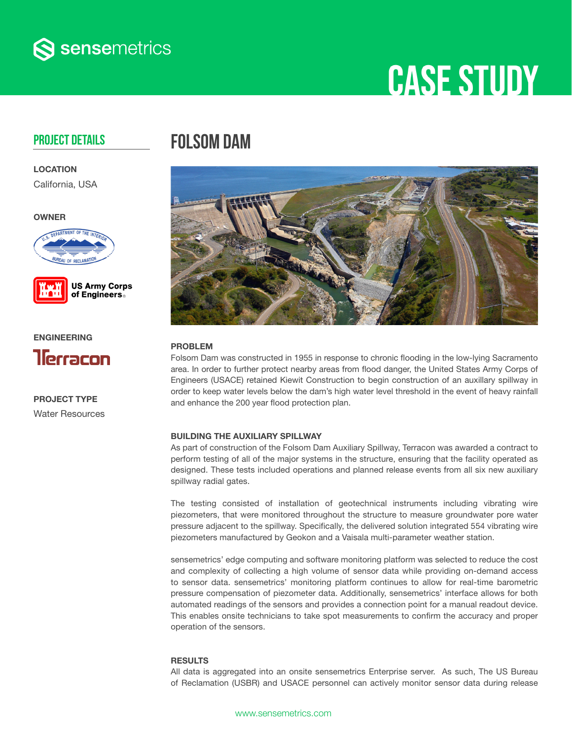sensemetrics

# CASE STUDY

## PROJECT DETAILS

**LOCATION**

California, USA

**OWNER**

U.S. Department of the Interior – Bureau of Reclamation

US Army Corps of Engineers®

**ENGINEERING**

Terracon

**PROJECT TYPE**

Water Resources

## FOLSOM DAM

### PROBLEM

Folsom Dam was constructed in 1955 in response to chronic flooding in the low-lying Sacramento area. In order to further protect nearby areas from flood danger, the United States Army Corps of Engineers (USACE) retained Kiewit Construction to begin construction of an auxillary spillway in order to keep water levels below the dam's high water level threshold in the event of heavy rainfall and enhance the 200 year flood protection plan.

### BUILDING THE AUXILIARY SPILLWAY

As part of construction of the Folsom Dam Auxiliary Spillway, Terracon was awarded a contract to perform testing of all of the major systems in the structure, ensuring that the facility operated as designed. These tests included operations and planned release events from all six new auxiliary spillway radial gates.

The testing consisted of installation of geotechnical instruments including vibrating wire piezometers, that were monitored throughout the structure to measure groundwater pore water pressure adjacent to the spillway. Specifically, the delivered solution integrated 554 vibrating wire piezometers manufactured by Geokon and a Vaisala multi-parameter weather station.

sensemetrics' edge computing and software monitoring platform was selected to reduce the cost and complexity of collecting a high volume of sensor data while providing on-demand access to sensor data. sensemetrics' monitoring platform continues to allow for real-time barometric pressure compensation of piezometer data. Additionally, sensemetrics' interface allows for both automated readings of the sensors and provides a connection point for a manual readout device. This enables onsite technicians to take spot measurements to confirm the accuracy and proper operation of the sensors.

### RESULTS

All data is aggregated into an onsite sensemetrics Enterprise server. As such, The US Bureau of Reclamation (USBR) and USACE personnel can actively monitor sensor data during release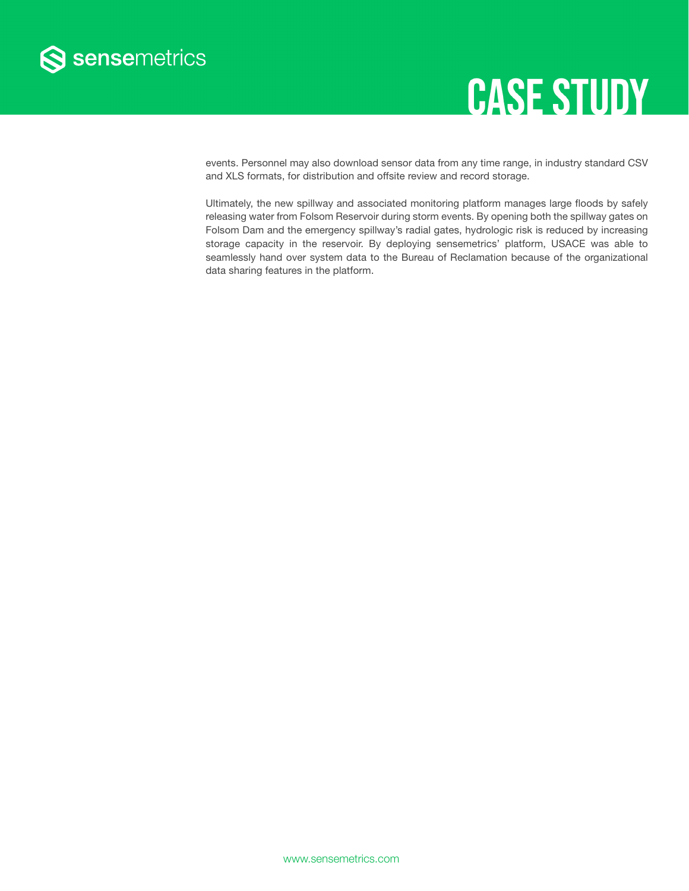events. Personnel may also download sensor data from any time range, in industry standard CSV and XLS formats, for distribution and offsite review and record storage.

Ultimately, the new spillway and associated monitoring platform manages large floods by safely releasing water from Folsom Reservoir during storm events. By opening both the spillway gates on Folsom Dam and the emergency spillway's radial gates, hydrologic risk is reduced by increasing storage capacity in the reservoir. By deploying sensemetrics' platform, USACE was able to seamlessly hand over system data to the Bureau of Reclamation because of the organizational data sharing features in the platform.